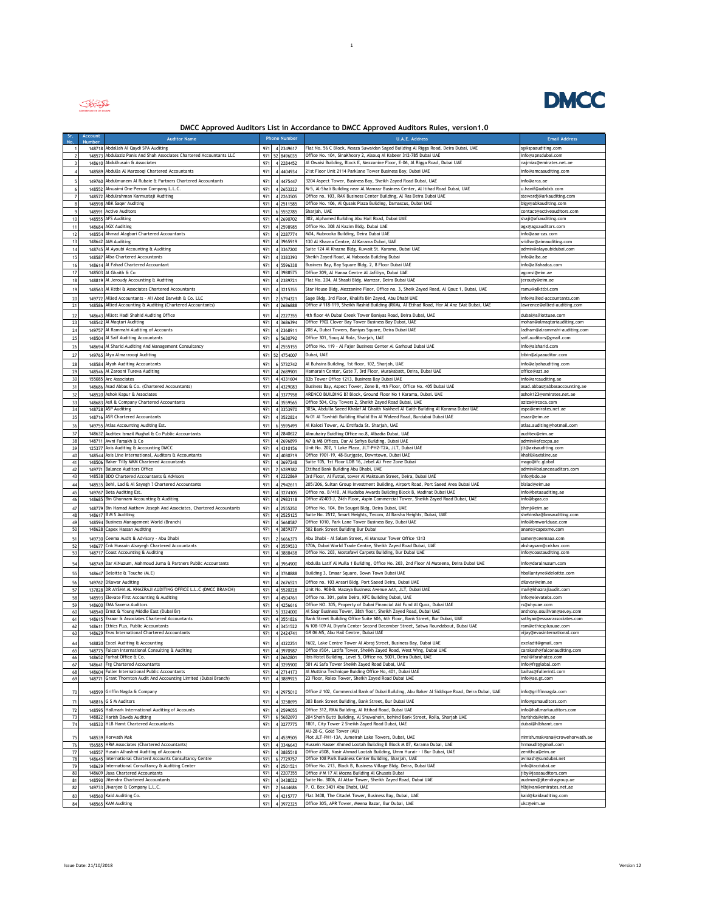# DMCC Approved Auditors List in Accordance to DMCC Approved Auditors Rules, version1.0

| Sr. No. | Account Number | Auditor Name | Phone Number | | | U.A.E. Address | Email Address |
|---|---|---|---|---|---|---|---|
| 1 | 148718 | Abdallah Al Qaydi SPA Auditing | 971 | 4 | 2349617 | Flat No. 56 C Block, Moaza Suwaidan Saged Building Al Rigga Road, Deira Dubai, UAE | sg@spaauditing.com |
| 2 | 148573 | Abdulaziz Panis And Shah Associates Chartered Accountants LLC | 971 | 52 | 8496035 | Office No. 104, SinaKhoory 2, Alsouq Al Kabeer 312-785 Dubai UAE | info@apnsdubai.com |
| 3 | 148610 | Abdulhusain & Associates | 971 | 4 | 2284452 | Al Owaisi Building, Block E, Mezzanine Floor, E-06, Al Rigga Road, Dubai UAE | najmias@emirates.net.ae |
| 4 | 148589 | Abdulla Al Marzooqi Chartered Accountants | 971 | 4 | 4404934 | 21st Floor Unit 2114 Parklane Tower Business Bay, Dubai UAE | info@amcaauditing.com |
| 5 | 149760 | Abdulmunem Al Rubaie & Partners Chartered Accountants | 971 | 4 | 4475447 | 3204 Aspect Tower, Business Bay, Sheikh Zayed Road Dubai, UAE | info@arca.ae |
| 6 | 148552 | Alnuaimi One Person Company L.L.C. | 971 | 4 | 2653222 | M-5, Al-Shali Building near Al Mamzar Business Center, Al Itihad Road Dubai, UAE | u.hanif@aabdxb.com |
| 7 | 148572 | Abdulrahman Karmustaji Auditing | 971 | 4 | 2263505 | Office no. 103, RAK Business Center Building, Al Ras Deira Dubai UAE | stewardj@arkauditing.com |
| 8 | 148598 | ABK Saqer Auditing | 971 | 4 | 2511585 | Office No. 106, Al Qusais Plaza Building, Damascus, Dubai UAE | bigy@abkauditing.com |
| 9 | 148591 | Active Auditors | 971 | 6 | 5552785 | Sharjah, UAE | contact@activeauditors.com |
| 10 | 148555 | AFS Auditing | 971 | 4 | 2690702 | 302, Alphamed Building Abu Hail Road, Dubai UAE | shaji@afsauditing.com |
| 11 | 148684 | AGX Auditing | 971 | 4 | 2598985 | Office No. 308 Al Kazim Bldg. Dubai UAE | agx@agxauditors.com |
| 12 | 148554 | Ahmad Alagbari Chartered Accountants | 971 | 4 | 2287774 | M04, Mubrooka Building, Deira Dubai UAE | info@aaa-cas.com |
| 13 | 148642 | AIM Auditing | 971 | 4 | 3965919 | 130 Al Khazna Centre, Al Karama Dubai, UAE | sridhar@aimauditing.com |
| 14 | 148745 | Al Ayoubi Accounting & Auditing | 971 | 4 | 3367200 | Suite 124 Al Khazna Bldg. Kuwait St. Karama, Dubai UAE | admin@alayoubidubai.com |
| 15 | 148587 | Alba Chartered Accountants | 971 | 4 | 3383393 | Sheikh Zayed Road, Al Nabooda Building Dubai | info@alba.ae |
| 16 | 148614 | Al Fahad Chartered Accountant | 971 | 4 | 5596338 | Business Bay, Bay Square Bldg. 2, 8 Floor Dubai UAE | info@alfahadca.com |
| 17 | 148503 | Al Ghaith & Co | 971 | 4 | 3988575 | Office 209, Al Hanaa Centre Al Jafiliya, Dubai UAE | agcmsi@eim.ae |
| 18 | 148819 | Al Jeroudy Accounting & Auditing | 971 | 4 | 2389721 | Flat No. 204, Al Shaali Bldg. Mamzar, Deira Dubai UAE | jeroudy@eim.ae |
| 19 | 148563 | Al Kttbi & Associates Chartered Accountants | 971 | 4 | 3215355 | Star House Bldg. Mezzanine Floor, Office no. 3, Sheik Zayed Road, Al Quoz 1, Dubai, UAE | ramu@alkttbi.com |
| 20 | 149772 | Allied Accountants - Ali Abed Darwish & Co. LLC | 971 | 2 | 6794321 | Sage Bldg. 3rd Floor, Khalifa Bin Zayed, Abu Dhabi UAE | info@allied-accountants.com |
| 21 | 148586 | Allied Accounting & Auditing (Chartered Accountants) | 971 | 4 | 2686888 | Office # 118-119, Sheikh Rashid Building (RKM), Al Etihad Road, Hor Al Anz EAst Dubai, UAE | lawrence@allied-auditing.com |
| 22 | 148643 | Alliott Hadi Shahid Auditing Office | 971 | 4 | 2227355 | 4th floor 4A Dubai Creek Tower Baniyas Road, Deira Dubai, UAE | dubai@alliottuae.com |
| 23 | 148542 | Al Maqtari Auditing | 971 | 4 | 3686394 | Office 1902 Clover Bay Tower Business Bay Dubai, UAE | mohan@almaqtariauditing.com |
| 24 | 149757 | Al Rammahi Auditing of Accounts | 971 | 4 | 2368911 | 208 A, Dubai Towers, Baniyas Square, Deira Dubai UAE | ladham@alrammahi-auditing.com |
| 25 | 148504 | Al Saif Auditing Accountants | 971 | 6 | 5630792 | Office 301, Souq Al Rola, Sharjah, UAE | saif.auditors@gmail.com |
| 26 | 148694 | Al Sharid Auditing And Management Consultancy | 971 | 4 | 2555155 | Office No. 119 - Al Fajer Business Center Al Garhoud Dubai UAE | info@alsharid.com |
| 27 | 149765 | Alya Almarzooqi Auditing | 971 | 52 | 4754007 | Dubai, UAE | bibin@alyaauditor.com |
| 28 | 148584 | Alyah Auditing Accountants | 971 | 6 | 5732742 | Al Buhaira Building, 1st floor, 102, Sharjah, UAE | info@alyahauditing.com |
| 29 | 148546 | Al Zarooni Tureva Auditing | 971 | 4 | 2689901 | Hamarain Center, Gate 7, 3rd Floor, Murakabatt, Deira, Dubai UAE | office@azt.ae |
| 30 | 155085 | Arc Associates | 971 | 4 | 4331604 | B2b Tower Office 1213, Business Bay Dubai UAE | info@arcauditing.ae |
| 31 | 148686 | Asad Abbas & Co. (Chartered Accountants) | 971 | 4 | 4329083 | Business Bay, Aspect Tower, Zone B, 4th Floor, Office No. 405 Dubai UAE | asad.abbas@abbasaccounting.ae |
| 32 | 148520 | Ashok Kapur & Associates | 971 | 4 | 3377958 | ARENCO BUILDING B? Block, Ground Floor No 1 Karama, Dubai. UAE | ashok123@emirates.net.ae |
| 33 | 148683 | Asif & Company Chartered Accountants | 971 | 4 | 3559565 | Office 504, City Towers 2, Sheikh Zayed Road Dubai, UAE | aziza@ircoca.com |
| 34 | 148728 | ASP Auditing | 971 | 4 | 3353970 | 303A, Abdulla Saeed Khalaf Al Ghaith Nakheel Al Gaith Building Al Karama Dubai UAE | aspa@emirates.net.ae |
| 35 | 148716 | ASR Chartered Accountants | 971 | 4 | 3522824 | M-01 Al Tawhidi Building Khalid Bin Al Waleed Road, Burdubai Dubai UAE | esaar@eim.ae |
| 36 | 149755 | Atlas Accounting Auditing Est. | 971 | 6 | 5595499 | Al Kaloti Tower, AL Entifada St. Sharjah, UAE | atlas.auditing@hotmail.com |
| 37 | 148632 | Auditex Ismail Mughal & Co Public Accountants | 971 | 4 | 2840622 | Almuhairy Buidling Office no.8, Albadia Dubai, UAE | auditex@eim.ae |
| 38 | 148711 | Awni Farsakh & Co | 971 | 4 | 2696899 | M7 & M8 Offices, Dar Al Safiya Building, Dubai UAE | admin@afcocpa.ae |
| 39 | 125377 | Axis Auditing & Accounting DMCC | 971 | 4 | 4310156 | Unit No. 202, 1 Lake Plaza, JLT-PH2-T2A, JLT, Dubai UAE | jlt@axisauditing.com |
| 40 | 148544 | Axis Line International, Auditors & Accountants | 971 | 4 | 4030719 | Office 1901-19, 48-Burjgate, Downtown, Dubai UAE | khali@axisline.ae |
| 41 | 148506 | Baker Tilly MKM Chartered Accountants | 971 | 4 | 3697248 | Suite 105, 1st Floor LOB 16, Jebel Ali Free Zone Dubai | mago@ifc.global |
| 42 | 149771 | Balance Auditors Office | 971 | 2 | 6289382 | Ettihad Bank Building Abu Dhabi, UAE | admin@balanceauditors.com |
| 43 | 148538 | BDO Chartered Accountants & Advisors | 971 | 4 | 2222869 | 3rd Floor, Al Futtai, tower Al Maktoum Street, Deira, Dubai UAE | info@bdo.ae |
| 44 | 148535 | Behl, Lad & Al Sayegh ? Chartered Accountants | 971 | 4 | 2942611 | 205/206, Sultan Group Investment Building, Airport Road, Port Saeed Area Dubai UAE | blslad@eim.ae |
| 45 | 149767 | Beta Auditing Est. | 971 | 4 | 3274105 | Office no. B/410, Al Hudaiba Awards Building Block B, Madinat Dubai UAE | info@betaauditing.ae |
| 46 | 148685 | Bin Ghannam Accounting & Auditing | 971 | 4 | 2983118 | Office #2403-J, 24th Floor, Aspin Commercial Tower, Sheikh Zayed Road Dubai, UAE | info@bgaa.co |
| 47 | 148779 | Bin Hamad Mathew Joseph And Associates, Chartered Accountants | 971 | 4 | 2555250 | Office No. 104, Bin Sougat Bldg. Deira Dubai, UAE | bhmj@eim.ae |
| 48 | 148617 | B M S Auditing | 971 | 4 | 2525125 | Suite No. 2512, Smart Heights, Tecom, Al Barsha Heights, Dubai, UAE | shehinsha@bmsauditing.com |
| 49 | 148594 | Business Management World (Branch) | 971 | 4 | 5668587 | Office 1010, Park Lane Tower Business Bay, Dubai UAE | info@bmworlduae.com |
| 50 | 148628 | Capex Hassan Auditing | 971 | 4 | 3859377 | 502 Bank Street Building Bur Dubai | anant@capexme.com |
| 51 | 149730 | Ceema Audit & Advisory - Abu Dhabi | 971 | 2 | 6666379 | Abu Dhabi - Al Salam Street, Al Mansour Tower Office 1313 | samer@ceemaaa.com |
| 52 | 148677 | Cnk Hussain Alsayegh Chartered Accountants | 971 | 4 | 3559533 | 1706, Dubai World Trade Centre, Sheikh Zayed Road Dubai, UAE | akshaysam@cnkhas.com |
| 53 | 148717 | Coast Accounting & Auditing | 971 | 4 | 3888438 | Office No. 203, Mostafawi Carpets Building, Bur Dubai UAE | info@coastauditing.com |
| 54 | 148749 | Dar AlNuzum, Mahmoud Juma & Partners Public Accountants | 971 | 4 | 3964900 | Abdulla Latif Al Mulla 1 Building, Office No. 203, 2nd Floor Al Muteena, Deira Dubai UAE | info@daralnuzum.com |
| 55 | 148647 | Deloitte & Touche (M.E) | 971 | 4 | 3768888 | Building 3, Emaar Square, Down Town Dubai UAE | hballantyne@deloitte.com |
| 56 | 149762 | Dilawar Auditing | 971 | 4 | 2676521 | Office no. 103 Ansari Bldg. Port Saeed Deira, Dubai UAE | dilavar@eim.ae |
| 57 | 137828 | DR AYSHA AL KHAZRAJI AUDITING OFFICE L.L.C (DMCC BRANCH) | 971 | 4 | 5520228 | Unit No. 908-B. Mazaya Business Avenue AA1, JLT, Dubai UAE | mail@khazrajiaudit.com |
| 58 | 148593 | Elevate First Accounting & Auditing | 971 | 4 | 4504761 | Office no. 301, palm Deira, KFC Building Dubai, UAE | info@elevatebs.com |
| 59 | 148600 | EMA Saxena Auditors | 971 | 4 | 4256616 | Office NO. 305, Property of Dubai Financial Aid Fund Al Quoz, Dubai UAE | rs@uhyuae.com |
| 60 | 148540 | Ernst & Young Middle East (Dubai Br) | 971 | 5 | 3324000 | Al Saqr Business Tower, 28th floor, Sheikh Zayed Road, Dubai UAE | anthony.osullivan@ae.ey.com |
| 61 | 148615 | Essaar & Associates Chartered Accountants | 971 | 4 | 3551826 | Bank Street Building Office Suite 606, 6th Floor, Bank Street, Bur Dubai, UAE | sathyan@essaarassociates.com |
| 62 | 148611 | Ethics Plus, Public Accountants | 971 | 4 | 3451522 | M 108-109 AL Diyafa Center Second December Street, Satwa Roundabout, Dubai UAE | ram@ethicsplusuae.com |
| 63 | 148629 | Evas International Chartered Accountants | 971 | 4 | 2424741 | GR 06 M5, Abu Hail Centre, Dubai UAE | vijay@evasinternational.com |
| 64 | 148820 | Excel Auditing & Accounting | 971 | 4 | 4322251 | 1602, Lake Centre Tower Al Abraj Street, Business Bay, Dubai UAE | exeladit@gmail.com |
| 65 | 148775 | Falcon International Consulting & Auditing | 971 | 4 | 3970987 | Office #304, Latifa Tower, Sheikh Zayed Road, West Wing, Dubai UAE | carakesh@falconauditing.com |
| 66 | 148652 | Farhat Office & Co. | 971 | 4 | 2662801 | Ibis Hotel Building, Level 5, Office no. 5001, Deira Dubai, UAE | mail@farahatco.com |
| 67 | 148641 | Frg Chartered Accountants | 971 | 4 | 3295900 | 501 Al Safa Tower Sheikh Zayed Road Dubai, UAE | info@frgglobal.com |
| 68 | 148604 | Fuller International Public Accountants | 971 | 4 | 2714173 | Al Muttina Technique Building Office No. 401, Dubai UAE | baihas@fullerintl.com |
| 69 | 148771 | Grant Thornton Audit And Accounting Limited (Dubai Branch) | 971 | 4 | 3889925 | 23 Floor, Rolex Tower, Sheikh Zayed Road Dubai UAE | info@ae.gt.com |
| 70 | 148599 | Griffin Nagda & Company | 971 | 4 | 2975010 | Office # 102, Commercial Bank of Dubai Building, Abu Baker Al Siddique Road, Deira Dubai, UAE | info@griffinnagda.com |
| 71 | 148816 | G S M Auditors | 971 | 4 | 3258695 | 303 Bank Street Building, Bank Street, Bur Dubai UAE | info@gsmauditors.com |
| 72 | 148595 | Hallmark International Auditing of Accounts | 971 | 4 | 2599055 | Office 312, RKM Building, Al Ittihad Road, Dubai UAE | info@hallmarkauditors.com |
| 73 | 148822 | Harish Dawda Auditing | 971 | 6 | 5682693 | 204 Sheih Butti Building, Al Shuwahein, behind Bank Street, Rolla, Sharjah UAE | harishda@eim.ae |
| 74 | 148533 | HLB Hamt Chartered Accountants | 971 | 4 | 3277775 | 1801, City Tower 2 Sheikh Zayed Road Dubai, UAE | dubai@hlbhamt.com |
| 75 | 148539 | Horwath Mak | 971 | 4 | 4539505 | AU-28-G, Gold Tower (AU) Plot JLT-PH1-13A, Jumeirah Lake Towers, Dubai, UAE | nimish.makvana@crowehorwath.ae |
| 76 | 156585 | HRM Associates (Chartered Accountants) | 971 | 4 | 3346643 | Hussein Nasser Ahmed Lootah Building B Block M 07, Karama Dubai, UAE | hrmaudit@gmail.com |
| 77 | 148557 | Husain Alhashmi Auditing of Accounts | 971 | 4 | 3885518 | Office #308, Nasir Ahmad Lootah Building, Umm Hurair - I Bur Dubai, UAE | zenithca@eim.ae |
| 78 | 148645 | International Charterd Accounts Consultancy Centre | 971 | 6 | 7729757 | Office 108 Park Business Center Building, Sharjah, UAE | avinash@sundubai.net |
| 79 | 148639 | International Consultancy & Auditing Center | 971 | 4 | 2501521 | Office No. 213, Block B, Business Village Bldg. Deira, Dubai UAE | info@iacdubai.ae |
| 80 | 148609 | Jaxa Chartered Accountants | 971 | 4 | 2207355 | Office # M 17 Al Mozna Building Al Ghusais Dubai | jiby@jaxaauditors.com |
| 81 | 148590 | Jitendra Chartered Accountants | 971 | 4 | 3438022 | Suite No. 3006, Al Attar Tower, Sheikh Zayed Road, Dubai UAE | audman@jitendragroup.ae |
| 82 | 149733 | Jivanjee & Company L.L.C. | 971 | 2 | 6444686 | P. O. Box 3401 Abu Dhabi, UAE | hlbjivan@emirates.net.ae |
| 83 | 148560 | Kaid Auditing Co. | 971 | 4 | 4215777 | Flat 3408, The Citadel Tower, Business Bay, Dubai, UAE | kaid@kaidauditing.com |
| 84 | 148565 | KAM Auditing | 971 | 4 | 3972325 | Office 305, APR Tower, Meena Bazar, Bur Dubai, UAE | ukc@eim.ae |

Issue Date: 21/10/2018

Version 12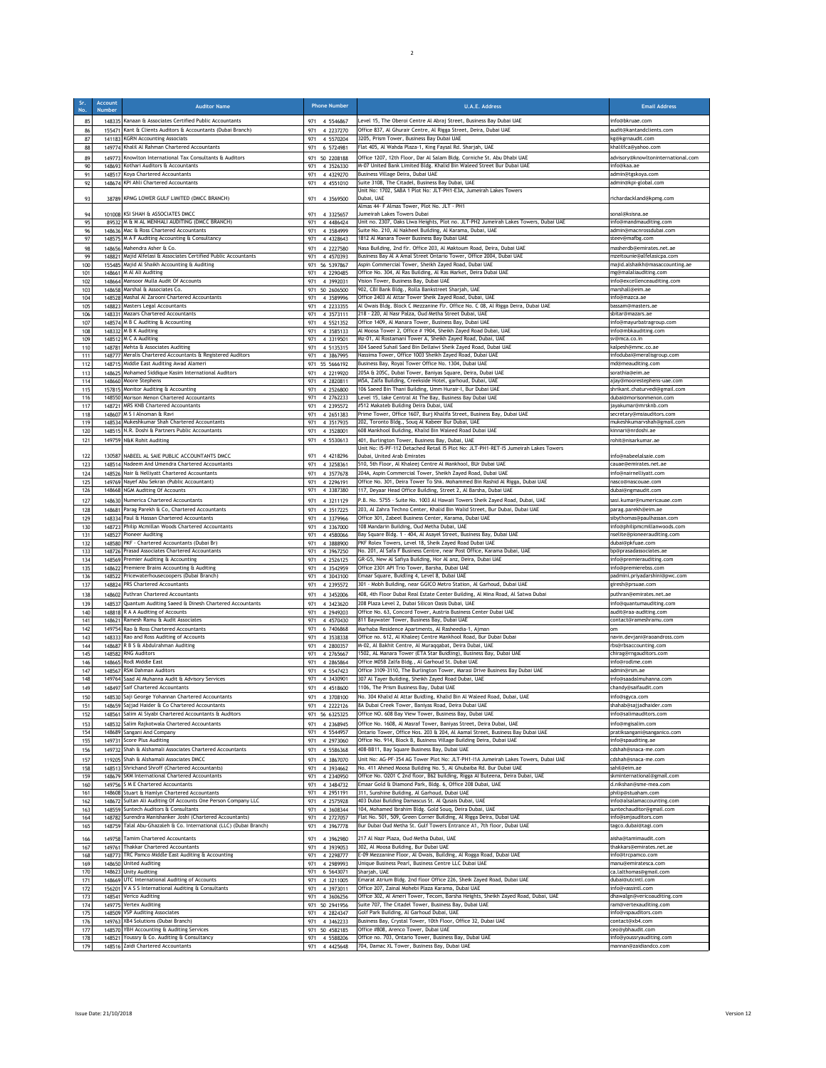| Sr. No. | Account Number | Auditor Name | Phone Number | U.A.E. Address | Email Address |
|---|---|---|---|---|---|
| 85 | 148335 | Kanaan & Associates Certified Public Accountants | 971 4 5546867 | Level 15, The Oberoi Centre Al Abraj Street, Business Bay Dubai UAE | info@bkruae.com |
| 86 | 155471 | Kant & Clients Auditors & Accountants (Dubai Branch) | 971 4 2237270 | Office 837, Al Ghurair Centre, Al Rigga Street, Deira, Dubai UAE | audit@kantandclients.com |
| 87 | 141183 | KGRN Accounting Associats | 971 4 5570204 | 3205, Prism Tower, Business Bay Dubai UAE | kg@kgrnaudit.com |
| 88 | 149774 | Khalil Al Rahman Chartered Accountants | 971 6 5724981 | Flat 405, Al Wahda Plaza-1, King Faysal Rd. Sharjah, UAE | khalilfca@yahoo.com |
| 89 | 149773 | Knowlton International Tax Consultants & Auditors | 971 50 2208188 | Office 1207, 12th Floor, Dar Al Salam Bldg. Corniche St. Abu Dhabi UAE | advisory@knowltoninternational.com |
| 90 | 148693 | Kothari Auditors & Accountants | 971 4 3526330 | M-07 United Bank Limited Bldg. Khalid Bin Waleed Street Bur Dubai UAE | info@kaa.ae |
| 91 | 148517 | Koya Chartered Accountants | 971 4 4329270 | Business Village Deira, Dubai UAE | admin@tgskoya.com |
| 92 | 148674 | KPI Ahli Chartered Accountants | 971 4 4551010 | Suite 3108, The Citadel, Business Bay Dubai, UAE | admin@kpi-global.com |
| 93 | 38789 | KPMG LOWER GULF LIMITED (DMCC BRANCH) | 971 4 3569500 | Unit No: 1702, SABA 1 Plot No: JLT-PH1-E3A, Jumeirah Lakes Towers Dubai, UAE | richardackland@kpmg.com |
| 94 | 101008 | KSI SHAH & ASSOCIATES DMCC | 971 4 3325657 | Almas 44- F Almas Tower, Plot No. JLT - PH1 Jumeirah Lakes Towers Dubai | sonal@ksisna.ae |
| 95 | 89532 | M & M AL MENHALI AUDITING (DMCC BRANCH) | 971 4 4486424 | Unit no. 2307, Oaks Liwa Heights, Plot no. JLT-PH2 Jumeirah Lakes Towers, Dubai UAE | info@mandmauditing.com |
| 96 | 148636 | Mac & Ross Chartered Accountants | 971 4 3584999 | Suite No. 210, Al Nakheel Building, Al Karama, Dubai, UAE | admin@macnrossdubai.com |
| 97 | 148575 | M A F Auditing Accounting & Consultancy | 971 4 4328643 | 1812 Al Manara Tower Business Bay Dubai UAE | steev@mafbg.com |
| 98 | 148656 | Mahendra Asher & Co. | 971 4 2227580 | Nasa Building, 2nd flr. Office 203, Al Maktoum Road, Deira, Dubai UAE | masherdb@emirates.net.ae |
| 99 | 148821 | Majid Alfelasi & Associates Certified Public Accountants | 971 4 4570393 | Business Bay Al A Amal Street Ontario Tower, Office 2004, Dubai UAE | mzeitounie@alfelasicpa.com |
| 100 | 155485 | Majid Al Shaikh Accounting & Auditing | 971 56 5397867 | Aspin Commercial Tower, Sheikh Zayed Road, Dubai UAE | majid.alshaikh@masaccounting.ae |
| 101 | 148661 | M Al Ali Auditing | 971 4 2290485 | Office No. 304, Al Ras Building, Al Ras Market, Deira Dubai UAE | mg@malaliauditing.com |
| 102 | 148664 | Mansoor Mulla Audit Of Accounts | 971 4 3992031 | Vision Tower, Business Bay, Dubai UAE | info@excellenceauditing.com |
| 103 | 148658 | Marshal & Associates Co. | 971 50 2606500 | 902, CBI Bank Bldg., Rolla Bankstreet Sharjah, UAE | marshall@eim.ae |
| 104 | 148528 | Mashal Al Zarooni Chartered Accountants | 971 4 3589996 | Office 2403 Al Attar Tower Sheik Zayed Road, Dubai, UAE | info@mazca.ae |
| 105 | 148823 | Masters Legal Accountants | 971 4 2233355 | Al Owais Bldg. Block C Mezzanine Flr. Office No. C 08, Al Rigga Deira, Dubai UAE | bassam@masters.ae |
| 106 | 148331 | Mazars Chartered Accountants | 971 4 3573111 | 218 - 220, Al Nasr Palza, Oud Metha Street Dubai, UAE | sbitar@mazars.ae |
| 107 | 148574 | M B C Auditing & Accounting | 971 4 5521352 | Office 1409, Al Manara Tower, Business Bay, Dubai UAE | info@mayurbatragroup.com |
| 108 | 148332 | M B K Auditing | 971 4 3585133 | Al Moosa Tower 2, Office # 1904, Sheikh Zayed Road Dubai, UAE | info@mbkauditing.com |
| 109 | 148512 | M C A Auditing | 971 4 3319501 | Mz-01, Al Rostamani Tower A, Sheikh Zayed Road, Dubai, UAE | sv@mca.co.in |
| 110 | 148781 | Mehta & Associates Auditing | 971 4 5135315 | 304 Saeed Suhail Saed Bin Dellaiwi Sheik Zayed Road, Dubai UAE | kalpesh@mmc.co.ae |
| 111 | 148777 | Meralis Chartered Accountants & Registered Auditors | 971 4 3867995 | Nassima Tower, Office 1003 Sheikh Zayed Road, Dubai UAE | infodubai@meralisgroup.com |
| 112 | 148715 | Middle East Auditing Awad Alameri | 971 55 5666192 | Business Bay, Royal Tower Office No. 1304, Dubai UAE | md@meauditing.com |
| 113 | 148625 | Mohamed Siddique Kasim International Auditors | 971 4 2219920 | 205A & 205C, Dubai Tower, Baniyas Square, Deira, Dubai UAE | sorathia@eim.ae |
| 114 | 148660 | Moore Stephens | 971 4 2820811 | M5A, Zalfa Building, Creekside Hotel, garhoud, Dubai, UAE | ajay@moorestephens-uae.com |
| 115 | 157815 | Monitor Auditing & Accounting | 971 4 2526800 | 106 Saeed Bin Thani Building, Umm Hurair-I, Bur Dubai UAE | shrikant.chaturvedi@gmail.com |
| 116 | 148550 | Morison Menon Chartered Accountants | 971 4 2762233 | Level 15, lake Central At The Bay, Business Bay Dubai UAE | dubai@morisonmenon.com |
| 117 | 148721 | MRS KNB Chartered Accountants | 971 4 2395572 | #512 Makateb Building Deira Dubai, UAE | jayakumar@mrsknb.com |
| 118 | 148607 | M S I Alnoman & Ravi | 971 4 2651383 | Prime Tower, Office 1607, Burj Khalifa Street, Business Bay, Dubai UAE | secretary@msiauditors.com |
| 119 | 148534 | Mukeshkumar Shah Chartered Accountants | 971 4 3517935 | 202, Toronto Bldg., Souq Al Kabeer Bur Dubai, UAE | mukeshkumarvshah@gmail.com |
| 120 | 148515 | N.R. Doshi & Partners Public Accountants | 971 4 3528001 | 608 Mankhool Building, Khalid Bin Waleed Road Dubai UAE | kinnari@nrdoshi.ae |
| 121 | 149759 | N&K Rohit Auditing | 971 4 5530613 | 401, Burlington Tower, Business Bay, Dubai, UAE | rohit@nsarkumar.ae |
| 122 | 130587 | NABEEL AL SAIE PUBLIC ACCOUNTANTS DMCC | 971 4 4218296 | Unit No: I5-PF-112 Detached Retail I5 Plot No: JLT-PH1-RET-I5 Jumeirah Lakes Towers Dubai, United Arab Emirates | info@nabeelalsaie.com |
| 123 | 148514 | Nadeem And Umendra Chartered Accountants | 971 4 3258361 | 510, 5th Floor, Al Khaleej Centre Al Mankhool, BUr Dubai UAE | cauae@emirates.net.ae |
| 124 | 148526 | Nair & Nelliyatt Chartered Accountants | 971 4 3577678 | 204A, Aspin Commercial Tower, Sheikh Zayed Road, Dubai UAE | info@nairnelliyatt.com |
| 125 | 149769 | Nayef Abu Sekran (Public Accountant) | 971 4 2296191 | Office No. 301, Deira Tower To Shk. Mohammed Bin Rashid Al Rigga, Dubai UAE | nasco@nascouae.com |
| 126 | 148668 | NGM Auditing Of Accounts | 971 4 3387380 | 117, Deyaar Head Office Building, Street 2, Al Barsha, Dubai UAE | dubai@ngmaudit.com |
| 127 | 148630 | Numerica Chartered Accountants | 971 4 3211129 | P.B. No. 5755 - Suite No. 1003 Al Hawaii Towers Sheik Zayed Road, Dubai, UAE | sasi.kumar@numericauae.com |
| 128 | 148681 | Parag Parekh & Co, Chartered Accountants | 971 4 3517225 | 203, Al Zahra Techno Center, Khalid Bin Walid Street, Bur Dubai, Dubai UAE | parag.parekh@eim.ae |
| 129 | 148334 | Paul & Hassan Chartered Accountants | 971 4 3379966 | Office 301, Zabeel Business Center, Karama, Dubai UAE | sibythomas@paulhassan.com |
| 130 | 148723 | Philip Mcmillan Woods Chartered Accountants | 971 4 3367000 | 108 Mandarin Building, Oud Metha Dubai, UAE | info@philipmcmillanwoods.com |
| 131 | 148527 | Pioneer Auditing | 971 4 4580066 | Bay Square Bldg. 1 - 404, Al Asayel Street, Business Bay, Dubai UAE | nselite@pioneerauditing.com |
| 132 | 148580 | PKF - Chartered Accountants (Dubai Br) | 971 4 3888900 | PKF Rolex Towers, Level 18, Sheik Zayed Road Dubai UAE | dubai@pkfuae.com |
| 133 | 148726 | Prasad Associates Chartered Accountants | 971 4 3967250 | No. 201, Al Safa F Business Centre, near Post Office, Karama Dubai, UAE | bp@prasadassociates.ae |
| 134 | 148569 | Premier Auditing & Accounting | 971 4 2526125 | GR-G5, New Al Safiya Building, Hor Al anz, Deira, Dubai UAE | info@premierauditing.com |
| 135 | 148622 | Premiere Brains Accounting & Auditing | 971 4 3542959 | Office 2301 API Trio Tower, Barsha, Dubai UAE | info@premierebss.com |
| 136 | 148522 | Pricewaterhousecoopers (Dubai Branch) | 971 4 3043100 | Emaar Square, Buidling 4, Level 8, Dubai UAE | padmini.priyadarshini@pwc.com |
| 137 | 148824 | PRS Chartered Accountants | 971 4 2395572 | 301 - Mobh Building, near GGICO Metro Station, Al Garhoud, Dubai UAE | giresh@prsuae.com |
| 138 | 148602 | Puthran Chartered Accountants | 971 4 3452006 | 408, 4th Floor Dubai Real Estate Center Building, Al Mina Road, Al Satwa Dubai | puthran@emirates.net.ae |
| 139 | 148537 | Quantum Auditing Saeed & Dinesh Chartered Accountants | 971 4 3423620 | 208 Plaza Level 2, Dubai Silicon Oasis Dubai, UAE | info@quantumauditing.com |
| 140 | 148818 | R A A Auditing of Accounts | 971 4 2949203 | Office No. 63, Concord Tower, Austria Business Center Dubai UAE | audit@raa-auditing.com |
| 141 | 148621 | Ramesh Ramu & Audit Associates | 971 4 4570430 | 811 Baywater Tower, Business Bay, Dubai UAE | contact@rameshramu.com |
| 142 | 149754 | Rao & Ross Chartered Accountants | 971 6 7406868 | Marhaba Residence Apartments, Al Rasheedia-1, Ajman | om |
| 143 | 148533 | Rao and Ross Auditing of Accounts | 971 4 3538338 | Office no. 612, Al Khaleej Centre Mankhool Road, Bur Dubai | navin.devjani@raoandross.com |
| 144 | 148687 | R B S & Abdulrahman Auditing | 971 4 2800357 | M-02, Al Bakhit Centre, Al Muraqqabat, Deira Dubai, UAE | rbs@rbsaccounting.com |
| 145 | 148582 | RNG Auditors | 971 4 2765667 | 1502, AL Manara Tower (ETA Star Buidling), Business Bay, Dubai UAE | chirag@rngauditors.com |
| 146 | 148665 | Rodl Middle East | 971 4 2865864 | Office M05B Zalfa Bldg., Al Garhoud St. Dubai UAE | info@rodlme.com |
| 147 | 148567 | RSM Dahman Auditors | 971 4 5547423 | Office 3109-3110, The Burlington Tower, Marasi Drive Business Bay Dubai UAE | admin@rsm.ae |
| 148 | 149764 | Saad Al Muhanna Audit & Advisory Services | 971 4 3430901 | 307 Al Tayer Building, Sheikh Zayed Road Dubai, UAE | info@saadalmuhanna.com |
| 149 | 148497 | Saif Chartered Accountants | 971 4 4518600 | 1106, The Prism Business Bay, Dubai UAE | chandy@saifaudit.com |
| 150 | 148530 | Saji George Yohannan Chartered Accountants | 971 4 3708100 | No. 304 Khalid Al Attar Buidling, Khalid Bin Al Waleed Road, Dubai, UAE | info@sgyca.com |
| 151 | 148659 | Sajjad Haider & Co Chartered Accountants | 971 4 2222126 | 8A Dubai Creek Tower, Baniyas Road, Deira Dubai UAE | shahab@sajjadhaider.com |
| 152 | 148561 | Salim Al Siyabi Chartered Accountants & Auditors | 971 56 6325325 | Office NO. 608 Bay View Tower, Business Bay, Dubai UAE | info@salimauditors.com |
| 153 | 148532 | Salim Rajkotwala Chartered Accountants | 971 4 2368945 | Office No. 1608, Al Masraf Tower, Baniyas Street, Deira Dubai, UAE | info@mgisalim.com |
| 154 | 148689 | Sangani And Company | 971 4 5544957 | Ontario Tower, Office Nos. 203 & 204, Al Aamal Street, Business Bay Dubai UAE | pratiksangani@sanganico.com |
| 155 | 149731 | Score Plus Auditing | 971 4 2973060 | Office No. 914, Block B, Business Village Building Deira, Dubai UAE | info@spauditing.ae |
| 156 | 149732 | Shah & Alshamali Associates Chartered Accountants | 971 4 5586368 | 408-BB11, Bay Square Business Bay, Dubai UAE | cdshah@snaca-me.com |
| 157 | 119205 | Shah & Alshamali Associates DMCC | 971 4 3867070 | Unit No: AG-PF-354 AG Tower Plot No: JLT-PH1-I1A Jumeirah Lakes Towers, Dubai UAE | cdshah@snaca-me.com |
| 158 | 148513 | Shrichand Shroff (Chartered Accountants) | 971 4 3934662 | No. 411 Ahmed Moosa Building No. 5, Al Ghubaiba Rd. Bur Dubai UAE | sahil@eim.ae |
| 159 | 148679 | SKM International Chartered Accountants | 971 4 2340950 | Office No. O201 C 2nd floor, B62 building, Rigga Al Buteena, Deira Dubai, UAE | skminternational@gmail.com |
| 160 | 149756 | S M E Chartered Accountants | 971 4 3484732 | Emaar Gold & Diamond Park, Bldg. 6, Office 208 Dubai, UAE | d.nikshan@sme-mea.com |
| 161 | 148608 | Stuart & Hamlyn Chartered Accountants | 971 4 2951191 | 311, Sunshine Building, Al Garhoud, Dubai UAE | philip@stuaham.com |
| 162 | 148672 | Sultan Ali Auditing Of Accounts One Person Company LLC | 971 4 2575928 | 403 Dubai Building Damascus St. Al Qusais Dubai, UAE | info@alsalamaccounting.com |
| 163 | 148559 | Suntech Auditors & Consultants | 971 4 3608344 | 104, Mohamed Ibrahim Bldg. Gold Souq, Deira Dubai, UAE | suntechauditor@gmail.com |
| 164 | 148782 | Surendra Manishanker Joshi (Chartered Accountants) | 971 4 2727057 | Flat No. 501, 509, Green Corner Building, Al Rigga Deira, Dubai UAE | info@smjauditors.com |
| 165 | 148759 | Talal Abu-Ghazaleh & Co. International (LLC) (Dubai Branch) | 971 4 3967778 | Bur Dubai Oud Metha St. Gulf Towers Entrance A1, 7th floor, Dubai UAE | tagco.dubai@tagi.com |
| 166 | 149758 | Tamim Chartered Accountants | 971 4 3962980 | 217 Al Nazr Plaza, Oud Metha Dubai, UAE | aisha@tamimaudit.com |
| 167 | 149761 | Thakkar Chartered Accountants | 971 4 3939053 | 302, Al Moosa Building, Bur Dubai UAE | thakkars@emirates.net.ae |
| 168 | 148773 | TRC Pamco Middle East Auditing & Accounting | 971 4 2298777 | E-09 Mezzanine Floor, Al Owais, Building, Al Rogga Road, Dubai UAE | info@trcpamco.com |
| 169 | 148650 | United Auditing | 971 4 2989993 | Unique Business Pearl, Business Centre LLC Dubai UAE | manu@emiratesca.com |
| 170 | 148623 | Unity Auditing | 971 6 5643071 | Sharjah, UAE | ca.lalthomas@gmail.com |
| 171 | 148669 | UTC International Auditing of Accounts | 971 4 3211005 | Emarat Atrium Bldg. 2nd floor Office 226, Sheik Zayed Road, Dubai UAE | dubai@utcintl.com |
| 172 | 156201 | V A S S International Auditing & Consultants | 971 4 3973011 | Office 207, Zainal Mohebi Plaza Karama, Dubai UAE | info@vassintl.com |
| 173 | 148541 | Verico Auditing | 971 4 3606256 | Office 302, Al Ameri Tower, Tecom, Barsha Heights, Sheikh Zayed Road, Dubai, UAE | dhawalgn@vericoauditing.com |
| 174 | 149775 | Vertex Auditing | 971 50 2941956 | Suite 707, The Citadel Tower, Business Bay, Dubai UAE | ram@vertexauditing.com |
| 175 | 148509 | VSP Auditing Associates | 971 4 2824347 | Golf Park Building, Al Garhoud Dubai, UAE | info@vspauditors.com |
| 176 | 149763 | XB4 Solutions (Dubai Branch) | 971 4 3462233 | Business Bay, Crystal Tower, 10th Floor, Office 32, Dubai UAE | contact@xb4.com |
| 177 | 148570 | YBH Accounting & Auditing Services | 971 50 4582185 | Office #808, Arenco Tower, Dubai UAE | ceo@ybhaudit.com |
| 178 | 148521 | Youssry & Co. Auditing & Consultancy | 971 4 5588206 | Office no. 703, Ontario Tower, Business Bay, Dubai UAE | info@youssryauditing.com |
| 179 | 148516 | Zaidi Chartered Accountants | 971 4 4425648 | 704, Damac XL Tower, Business Bay, Dubai UAE | mannan@zaidiandco.com |